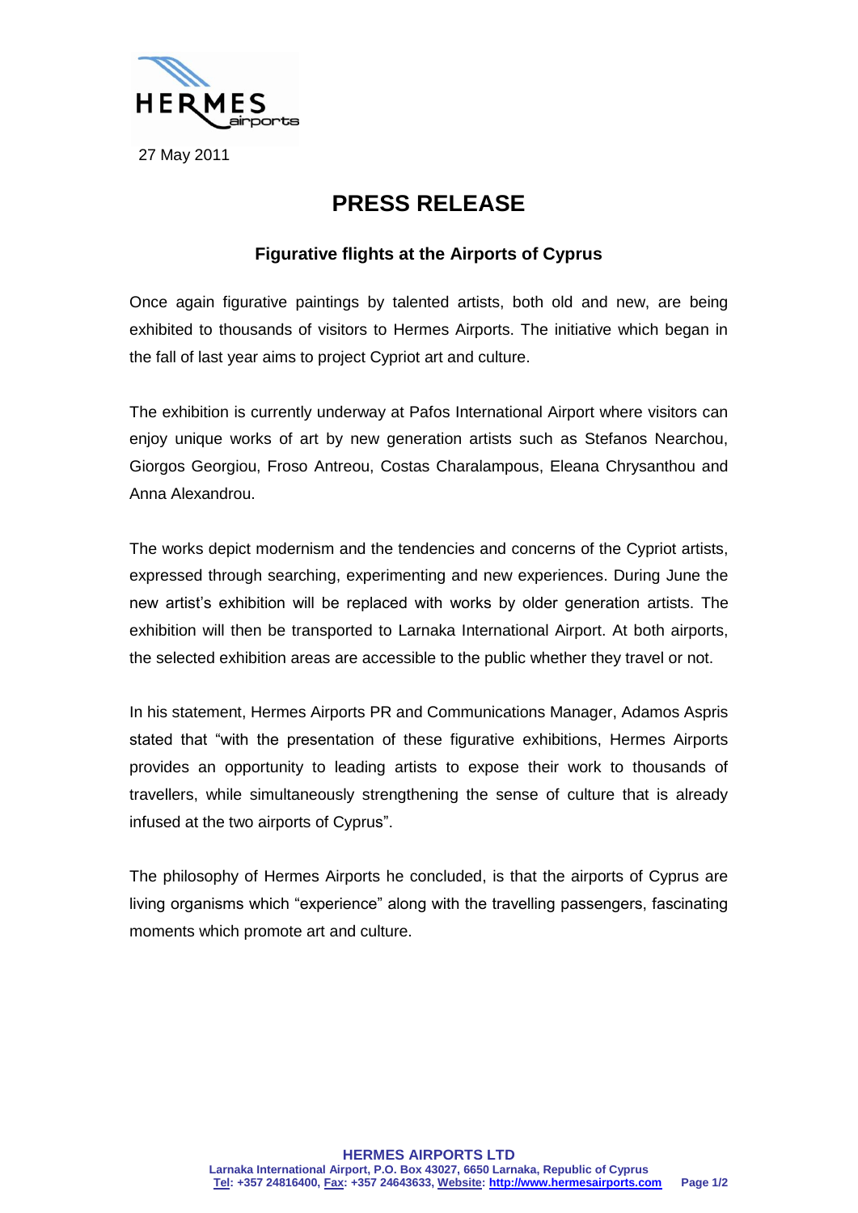27 May 2011

# PRESS RELEASE

## Figurative flights at the Airports of Cyprus

Once again figurative paintings by talented artists, both old and new, are being exhibited to thousands of visitors to Hermes Airports. The initiative which began in the fall of last year aims to project Cypriot art and culture.

The exhibition is currently underway at Pafos International Airport where visitors can enjoy unique works of art by new generation artists such as Stefanos Nearchou, Giorgos Georgiou, Froso Antreou, Costas Charalampous, Eleana Chrysanthou and Anna Alexandrou.

The works depict modernism and the tendencies and concerns of the Cypriot artists, expressed through searching, experimenting and new experiences. During June the new artist's exhibition will be replaced with works by older generation artists. The exhibition will then be transported to Larnaka International Airport. At both airports, the selected exhibition areas are accessible to the public whether they travel or not.

In his statement, Hermes Airports PR and Communications Manager, Adamos Aspris stated that "with the presentation of these figurative exhibitions, Hermes Airports provides an opportunity to leading artists to expose their work to thousands of travellers, while simultaneously strengthening the sense of culture that is already infused at the two airports of Cyprus".

The philosophy of Hermes Airports he concluded, is that the airports of Cyprus are living organisms which "experience" along with the travelling passengers, fascinating moments which promote art and culture.

**HERMES AIRPORTS LTD**
**Larnaka International Airport, P.O. Box 43027, 6650 Larnaka, Republic of Cyprus**
**Tel: +357 24816400, Fax: +357 24643633, Website: http://www.hermesairports.com**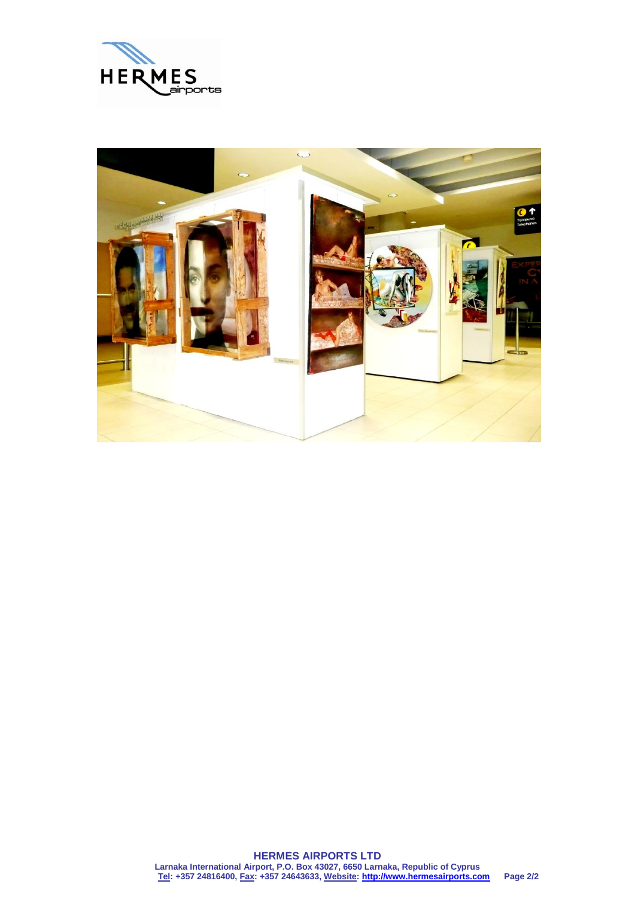**HERMES AIRPORTS LTD**
**Larnaka International Airport, P.O. Box 43027, 6650 Larnaka, Republic of Cyprus**
**Tel: +357 24816400, Fax: +357 24643633, Website: http://www.hermesairports.com**